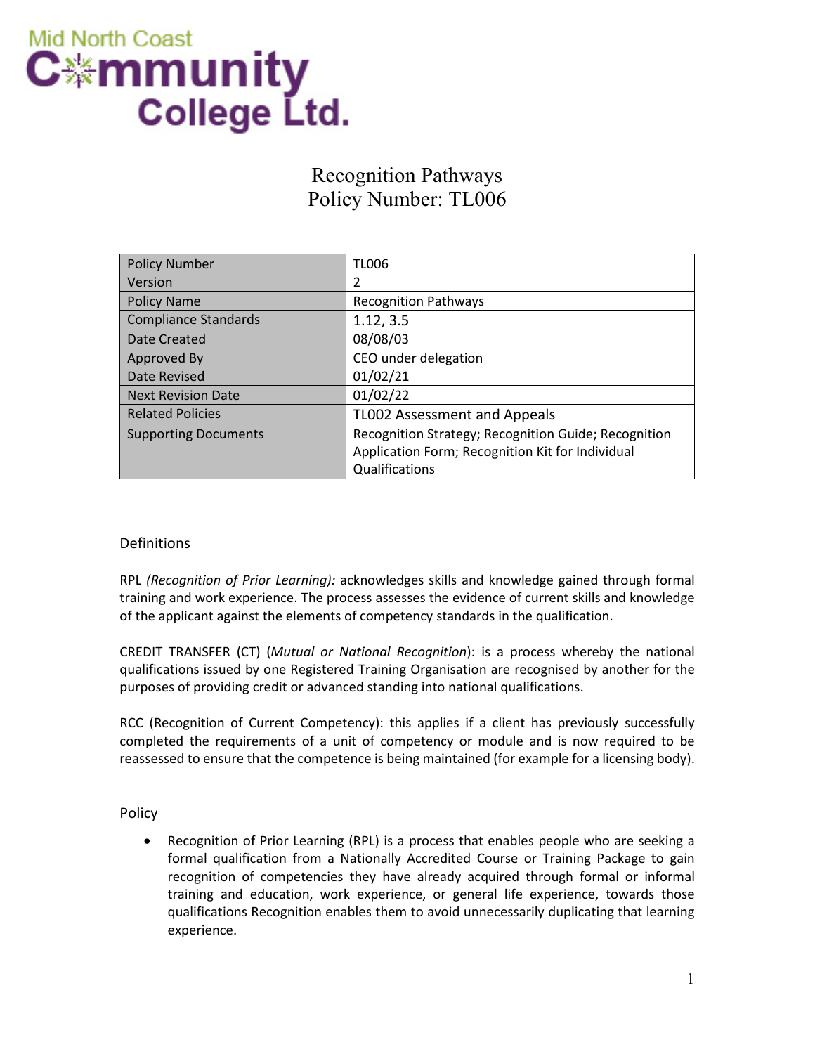Mid North Coast Community College Ltd.

# Recognition Pathways
# Policy Number: TL006

| Policy Number | TL006 |
|---|---|
| Version | 2 |
| Policy Name | Recognition Pathways |
| Compliance Standards | 1.12, 3.5 |
| Date Created | 08/08/03 |
| Approved By | CEO under delegation |
| Date Revised | 01/02/21 |
| Next Revision Date | 01/02/22 |
| Related Policies | TL002 Assessment and Appeals |
| Supporting Documents | Recognition Strategy; Recognition Guide; Recognition Application Form; Recognition Kit for Individual Qualifications |

## Definitions

RPL *(Recognition of Prior Learning):* acknowledges skills and knowledge gained through formal training and work experience. The process assesses the evidence of current skills and knowledge of the applicant against the elements of competency standards in the qualification.

CREDIT TRANSFER (CT) (*Mutual or National Recognition*): is a process whereby the national qualifications issued by one Registered Training Organisation are recognised by another for the purposes of providing credit or advanced standing into national qualifications.

RCC (Recognition of Current Competency): this applies if a client has previously successfully completed the requirements of a unit of competency or module and is now required to be reassessed to ensure that the competence is being maintained (for example for a licensing body).

## Policy

- Recognition of Prior Learning (RPL) is a process that enables people who are seeking a formal qualification from a Nationally Accredited Course or Training Package to gain recognition of competencies they have already acquired through formal or informal training and education, work experience, or general life experience, towards those qualifications Recognition enables them to avoid unnecessarily duplicating that learning experience.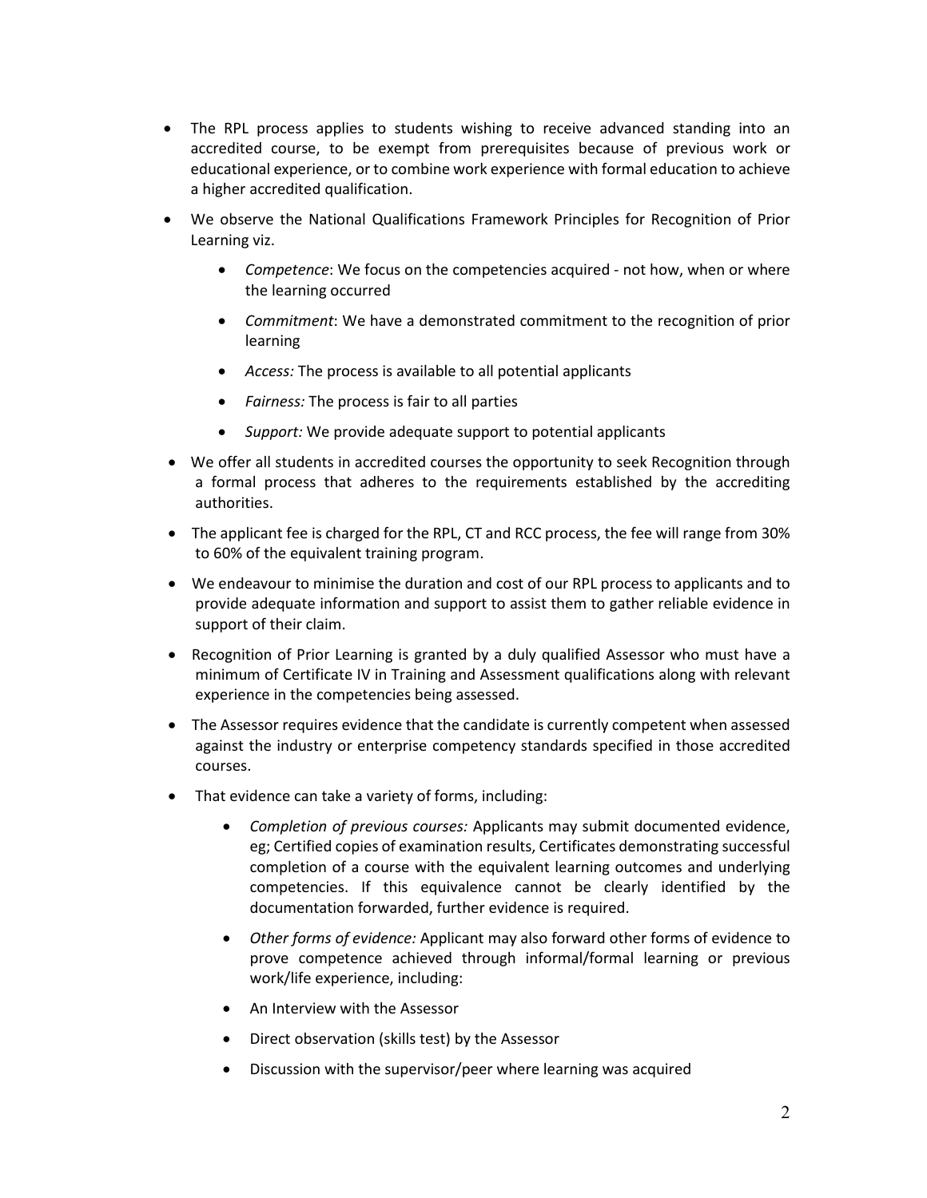- The RPL process applies to students wishing to receive advanced standing into an accredited course, to be exempt from prerequisites because of previous work or educational experience, or to combine work experience with formal education to achieve a higher accredited qualification.
- We observe the National Qualifications Framework Principles for Recognition of Prior Learning viz.
    - *Competence*: We focus on the competencies acquired - not how, when or where the learning occurred
    - *Commitment*: We have a demonstrated commitment to the recognition of prior learning
    - *Access:* The process is available to all potential applicants
    - *Fairness:* The process is fair to all parties
    - *Support:* We provide adequate support to potential applicants
- We offer all students in accredited courses the opportunity to seek Recognition through a formal process that adheres to the requirements established by the accrediting authorities.
- The applicant fee is charged for the RPL, CT and RCC process, the fee will range from 30% to 60% of the equivalent training program.
- We endeavour to minimise the duration and cost of our RPL process to applicants and to provide adequate information and support to assist them to gather reliable evidence in support of their claim.
- Recognition of Prior Learning is granted by a duly qualified Assessor who must have a minimum of Certificate IV in Training and Assessment qualifications along with relevant experience in the competencies being assessed.
- The Assessor requires evidence that the candidate is currently competent when assessed against the industry or enterprise competency standards specified in those accredited courses.
- That evidence can take a variety of forms, including:
    - *Completion of previous courses:* Applicants may submit documented evidence, eg; Certified copies of examination results, Certificates demonstrating successful completion of a course with the equivalent learning outcomes and underlying competencies. If this equivalence cannot be clearly identified by the documentation forwarded, further evidence is required.
    - *Other forms of evidence:* Applicant may also forward other forms of evidence to prove competence achieved through informal/formal learning or previous work/life experience, including:
    - An Interview with the Assessor
    - Direct observation (skills test) by the Assessor
    - Discussion with the supervisor/peer where learning was acquired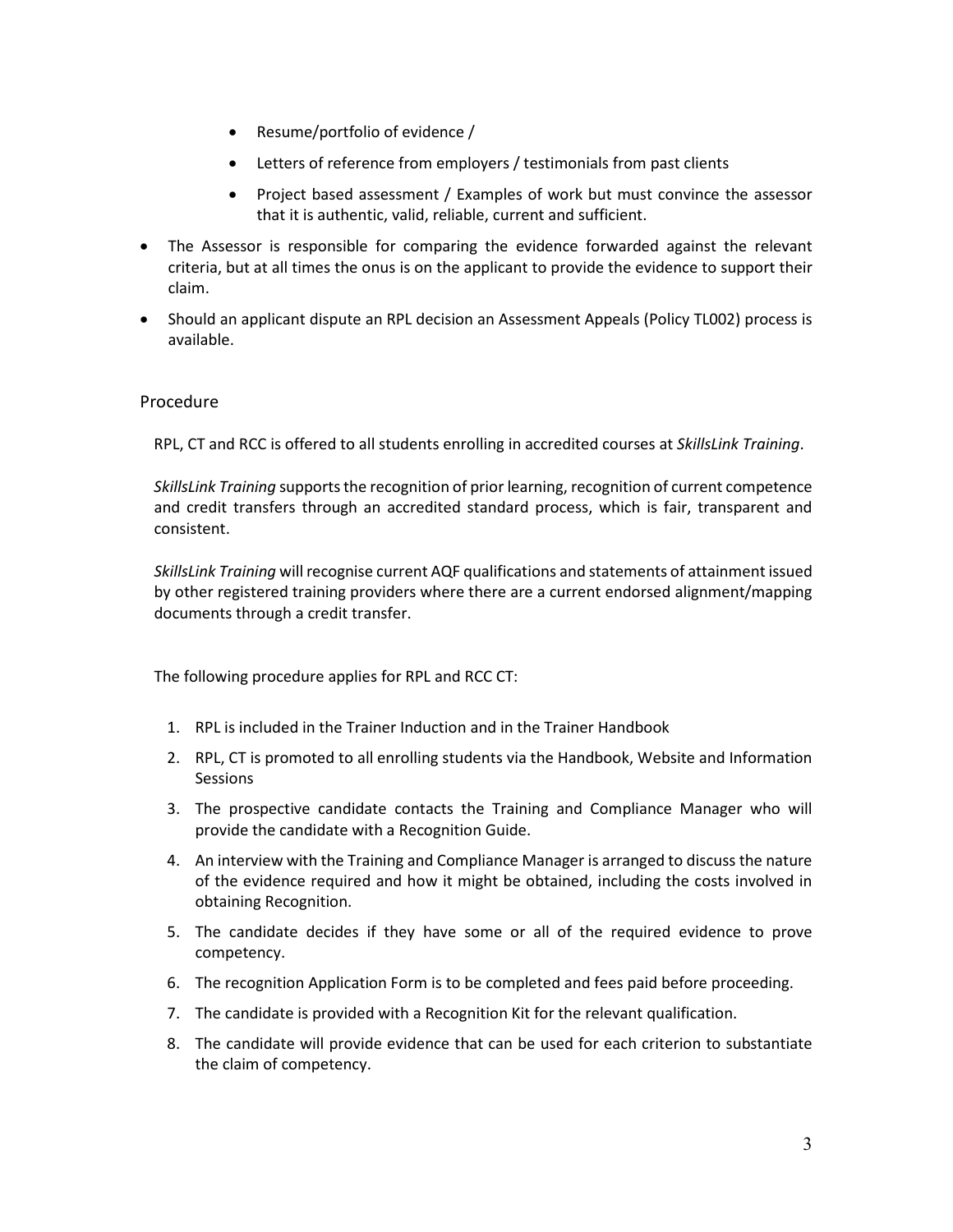- Resume/portfolio of evidence /
- Letters of reference from employers / testimonials from past clients
- Project based assessment / Examples of work but must convince the assessor that it is authentic, valid, reliable, current and sufficient.

- The Assessor is responsible for comparing the evidence forwarded against the relevant criteria, but at all times the onus is on the applicant to provide the evidence to support their claim.
- Should an applicant dispute an RPL decision an Assessment Appeals (Policy TL002) process is available.

## Procedure

RPL, CT and RCC is offered to all students enrolling in accredited courses at *SkillsLink Training*.

*SkillsLink Training* supports the recognition of prior learning, recognition of current competence and credit transfers through an accredited standard process, which is fair, transparent and consistent.

*SkillsLink Training* will recognise current AQF qualifications and statements of attainment issued by other registered training providers where there are a current endorsed alignment/mapping documents through a credit transfer.

The following procedure applies for RPL and RCC CT:

1. RPL is included in the Trainer Induction and in the Trainer Handbook
2. RPL, CT is promoted to all enrolling students via the Handbook, Website and Information Sessions
3. The prospective candidate contacts the Training and Compliance Manager who will provide the candidate with a Recognition Guide.
4. An interview with the Training and Compliance Manager is arranged to discuss the nature of the evidence required and how it might be obtained, including the costs involved in obtaining Recognition.
5. The candidate decides if they have some or all of the required evidence to prove competency.
6. The recognition Application Form is to be completed and fees paid before proceeding.
7. The candidate is provided with a Recognition Kit for the relevant qualification.
8. The candidate will provide evidence that can be used for each criterion to substantiate the claim of competency.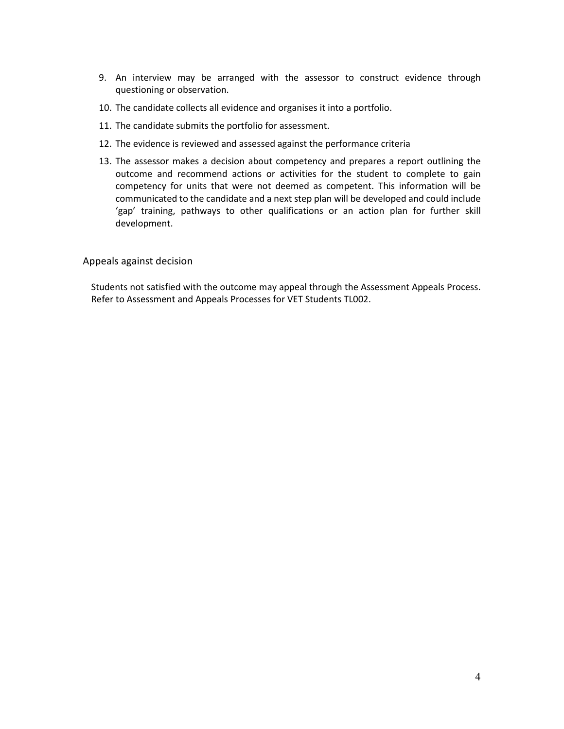9. An interview may be arranged with the assessor to construct evidence through questioning or observation.
10. The candidate collects all evidence and organises it into a portfolio.
11. The candidate submits the portfolio for assessment.
12. The evidence is reviewed and assessed against the performance criteria
13. The assessor makes a decision about competency and prepares a report outlining the outcome and recommend actions or activities for the student to complete to gain competency for units that were not deemed as competent. This information will be communicated to the candidate and a next step plan will be developed and could include 'gap' training, pathways to other qualifications or an action plan for further skill development.

## Appeals against decision

Students not satisfied with the outcome may appeal through the Assessment Appeals Process. Refer to Assessment and Appeals Processes for VET Students TL002.